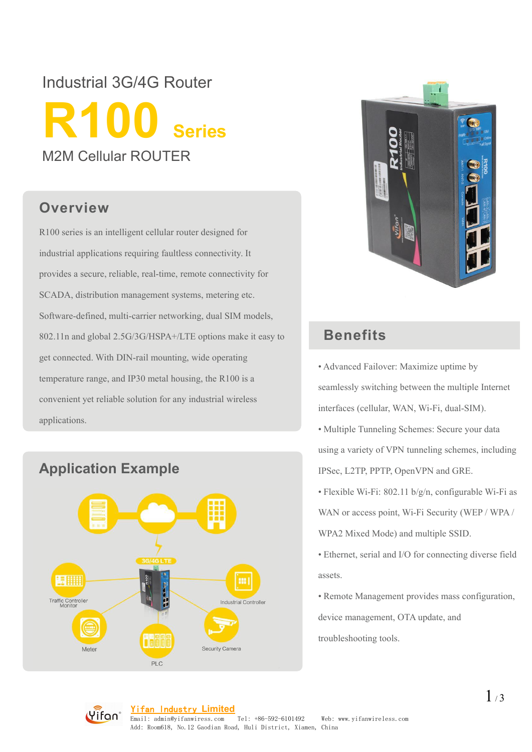Industrial 3G/4G Router

# R100 Series

M2M Cellular ROUTER

## Overview

R100 series is an intelligent cellular router designed for industrial applications requiring faultless connectivity. It provides a secure, reliable, real-time, remote connectivity for SCADA, distribution management systems, metering etc. Software-defined, multi-carrier networking, dual SIM models, 802.11n and global 2.5G/3G/HSPA+/LTE options make it easy to get connected. With DIN-rail mounting, wide operating temperature range, and IP30 metal housing, the R100 is a convenient yet reliable solution for any industrial wireless applications.

## Application Example

3G/4G LTE

Traffic Controller Monitor

Industrial Controller

Meter

Security Camera

PLC

## Benefits

- Advanced Failover: Maximize uptime by seamlessly switching between the multiple Internet interfaces (cellular, WAN, Wi-Fi, dual-SIM).
- Multiple Tunneling Schemes: Secure your data using a variety of VPN tunneling schemes, including IPSec, L2TP, PPTP, OpenVPN and GRE.
- Flexible Wi-Fi: 802.11 b/g/n, configurable Wi-Fi as WAN or access point, Wi-Fi Security (WEP / WPA / WPA2 Mixed Mode) and multiple SSID.
- Ethernet, serial and I/O for connecting diverse field assets.
- Remote Management provides mass configuration, device management, OTA update, and troubleshooting tools.

Yifan Industry Limited

Email: admin@yifanwiress.com Tel: +86-592-6101492 Web: www.yifanwireless.com

Add: Room618, No.12 Gaodian Road, Huli District, Xiamen, China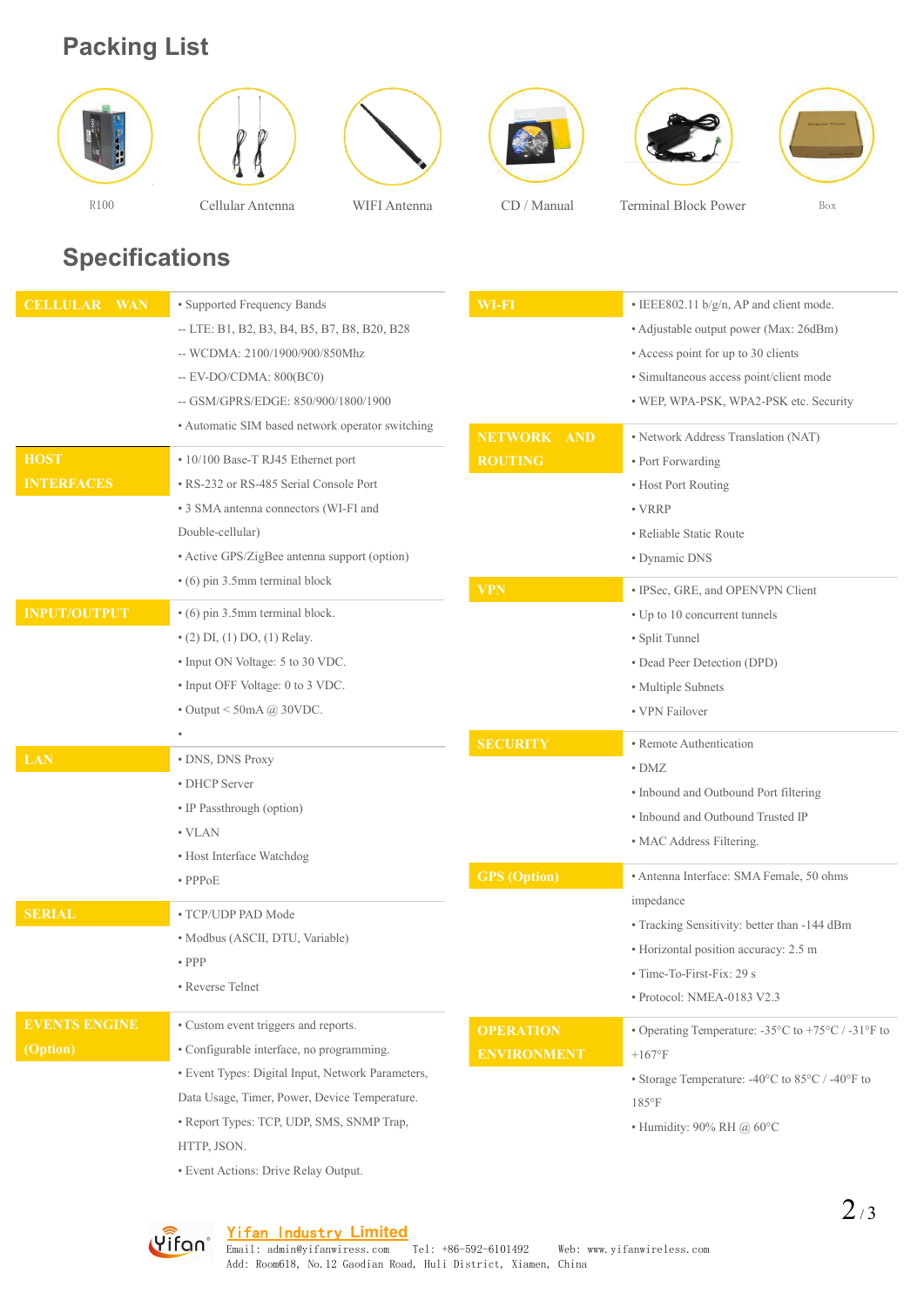# Packing List

R100 | Cellular Antenna | WIFI Antenna | CD / Manual | Terminal Block Power | Box

# Specifications

| Category | Details |
|---|---|
| CELLULAR WAN | • Supported Frequency Bands<br>-- LTE: B1, B2, B3, B4, B5, B7, B8, B20, B28<br>-- WCDMA: 2100/1900/900/850Mhz<br>-- EV-DO/CDMA: 800(BC0)<br>-- GSM/GPRS/EDGE: 850/900/1800/1900<br>• Automatic SIM based network operator switching |
| HOST INTERFACES | • 10/100 Base-T RJ45 Ethernet port<br>• RS-232 or RS-485 Serial Console Port<br>• 3 SMA antenna connectors (WI-FI and Double-cellular)<br>• Active GPS/ZigBee antenna support (option)<br>• (6) pin 3.5mm terminal block |
| INPUT/OUTPUT | • (6) pin 3.5mm terminal block.<br>• (2) DI, (1) DO, (1) Relay.<br>• Input ON Voltage: 5 to 30 VDC.<br>• Input OFF Voltage: 0 to 3 VDC.<br>• Output < 50mA @ 30VDC.<br>• |
| LAN | • DNS, DNS Proxy<br>• DHCP Server<br>• IP Passthrough (option)<br>• VLAN<br>• Host Interface Watchdog<br>• PPPoE |
| SERIAL | • TCP/UDP PAD Mode<br>• Modbus (ASCII, DTU, Variable)<br>• PPP<br>• Reverse Telnet |
| EVENTS ENGINE (Option) | • Custom event triggers and reports.<br>• Configurable interface, no programming.<br>• Event Types: Digital Input, Network Parameters, Data Usage, Timer, Power, Device Temperature.<br>• Report Types: TCP, UDP, SMS, SNMP Trap, HTTP, JSON.<br>• Event Actions: Drive Relay Output. |
| WI-FI | • IEEE802.11 b/g/n, AP and client mode.<br>• Adjustable output power (Max: 26dBm)<br>• Access point for up to 30 clients<br>• Simultaneous access point/client mode<br>• WEP, WPA-PSK, WPA2-PSK etc. Security |
| NETWORK AND ROUTING | • Network Address Translation (NAT)<br>• Port Forwarding<br>• Host Port Routing<br>• VRRP<br>• Reliable Static Route<br>• Dynamic DNS |
| VPN | • IPSec, GRE, and OPENVPN Client<br>• Up to 10 concurrent tunnels<br>• Split Tunnel<br>• Dead Peer Detection (DPD)<br>• Multiple Subnets<br>• VPN Failover |
| SECURITY | • Remote Authentication<br>• DMZ<br>• Inbound and Outbound Port filtering<br>• Inbound and Outbound Trusted IP<br>• MAC Address Filtering. |
| GPS (Option) | • Antenna Interface: SMA Female, 50 ohms impedance<br>• Tracking Sensitivity: better than -144 dBm<br>• Horizontal position accuracy: 2.5 m<br>• Time-To-First-Fix: 29 s<br>• Protocol: NMEA-0183 V2.3 |
| OPERATION ENVIRONMENT | • Operating Temperature: -35°C to +75°C / -31°F to +167°F<br>• Storage Temperature: -40°C to 85°C / -40°F to 185°F<br>• Humidity: 90% RH @ 60°C |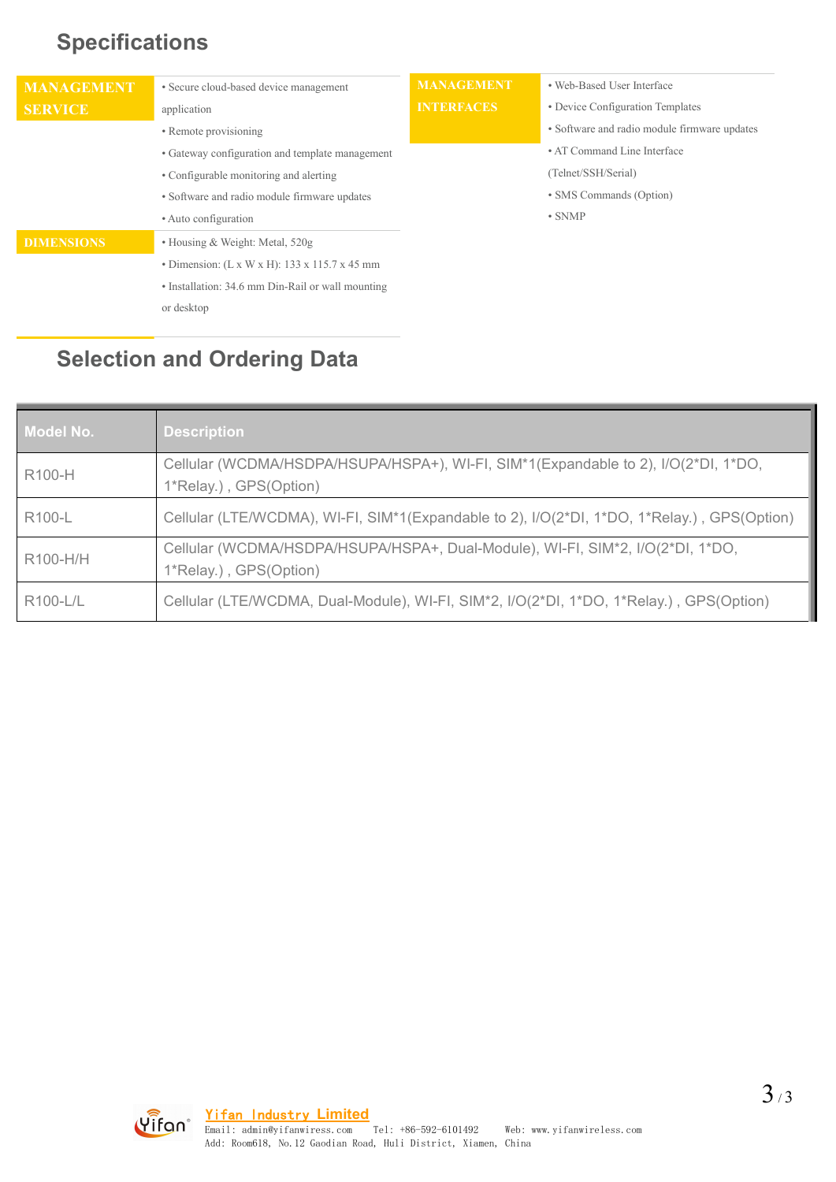## Specifications

| | |
|---|---|
| **MANAGEMENT SERVICE** | • Secure cloud-based device management application<br>• Remote provisioning<br>• Gateway configuration and template management<br>• Configurable monitoring and alerting<br>• Software and radio module firmware updates<br>• Auto configuration |
| **DIMENSIONS** | • Housing & Weight: Metal, 520g<br>• Dimension: (L x W x H): 133 x 115.7 x 45 mm<br>• Installation: 34.6 mm Din-Rail or wall mounting or desktop |
| **MANAGEMENT INTERFACES** | • Web-Based User Interface<br>• Device Configuration Templates<br>• Software and radio module firmware updates<br>• AT Command Line Interface (Telnet/SSH/Serial)<br>• SMS Commands (Option)<br>• SNMP |

## Selection and Ordering Data

| Model No. | Description |
|---|---|
| R100-H | Cellular (WCDMA/HSDPA/HSUPA/HSPA+), WI-FI, SIM*1(Expandable to 2), I/O(2*DI, 1*DO, 1*Relay.) , GPS(Option) |
| R100-L | Cellular (LTE/WCDMA), WI-FI, SIM*1(Expandable to 2), I/O(2*DI, 1*DO, 1*Relay.) , GPS(Option) |
| R100-H/H | Cellular (WCDMA/HSDPA/HSUPA/HSPA+, Dual-Module), WI-FI, SIM*2, I/O(2*DI, 1*DO, 1*Relay.) , GPS(Option) |
| R100-L/L | Cellular (LTE/WCDMA, Dual-Module), WI-FI, SIM*2, I/O(2*DI, 1*DO, 1*Relay.) , GPS(Option) |

Yifan Industry Limited
Email: admin@yifanwiress.com Tel: +86-592-6101492 Web: www.yifanwireless.com
Add: Room618, No.12 Gaodian Road, Huli District, Xiamen, China